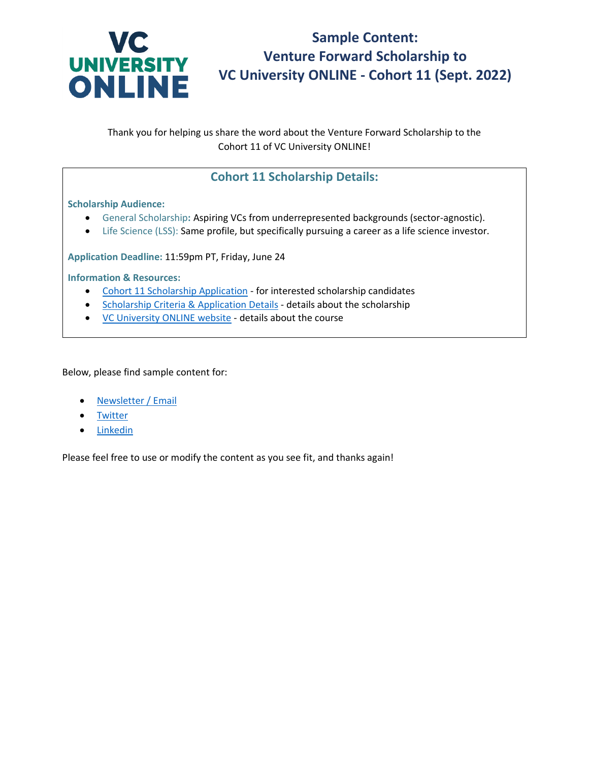# Sample Content: Venture Forward Scholarship to VC University ONLINE - Cohort 11 (Sept. 2022)

VC UNIVERSITY ONLINE

Thank you for helping us share the word about the Venture Forward Scholarship to the Cohort 11 of VC University ONLINE!

## Cohort 11 Scholarship Details:

**Scholarship Audience:**

- General Scholarship**:** Aspiring VCs from underrepresented backgrounds (sector-agnostic).
- Life Science (LSS): Same profile, but specifically pursuing a career as a life science investor.

**Application Deadline:** 11:59pm PT, Friday, June 24

**Information & Resources:**

- Cohort 11 Scholarship Application - for interested scholarship candidates
- Scholarship Criteria & Application Details - details about the scholarship
- VC University ONLINE website - details about the course

Below, please find sample content for:

- Newsletter / Email
- Twitter
- Linkedin

Please feel free to use or modify the content as you see fit, and thanks again!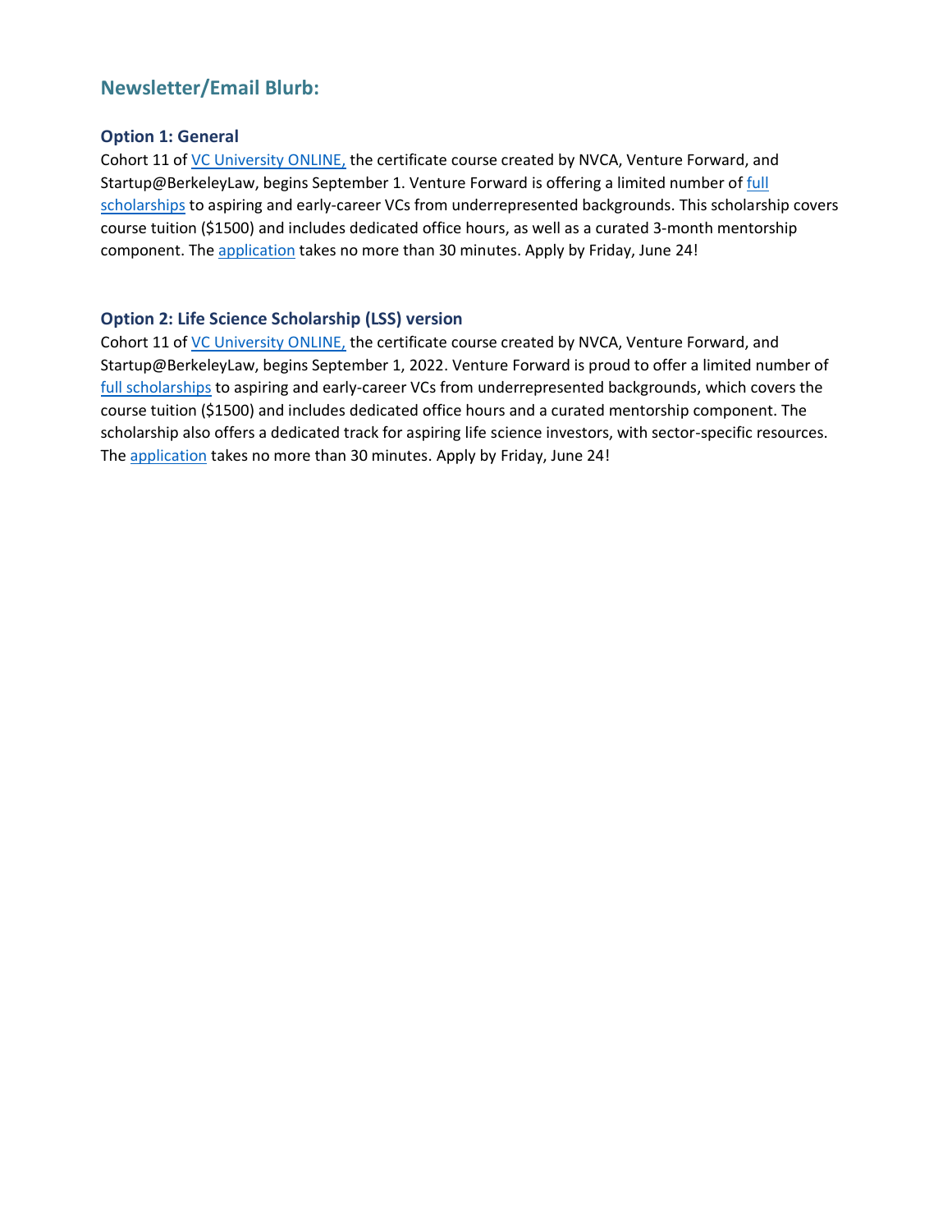## Newsletter/Email Blurb:

### Option 1: General

Cohort 11 of VC University ONLINE, the certificate course created by NVCA, Venture Forward, and Startup@BerkeleyLaw, begins September 1. Venture Forward is offering a limited number of full scholarships to aspiring and early-career VCs from underrepresented backgrounds. This scholarship covers course tuition ($1500) and includes dedicated office hours, as well as a curated 3-month mentorship component. The application takes no more than 30 minutes. Apply by Friday, June 24!

### Option 2: Life Science Scholarship (LSS) version

Cohort 11 of VC University ONLINE, the certificate course created by NVCA, Venture Forward, and Startup@BerkeleyLaw, begins September 1, 2022. Venture Forward is proud to offer a limited number of full scholarships to aspiring and early-career VCs from underrepresented backgrounds, which covers the course tuition ($1500) and includes dedicated office hours and a curated mentorship component. The scholarship also offers a dedicated track for aspiring life science investors, with sector-specific resources. The application takes no more than 30 minutes. Apply by Friday, June 24!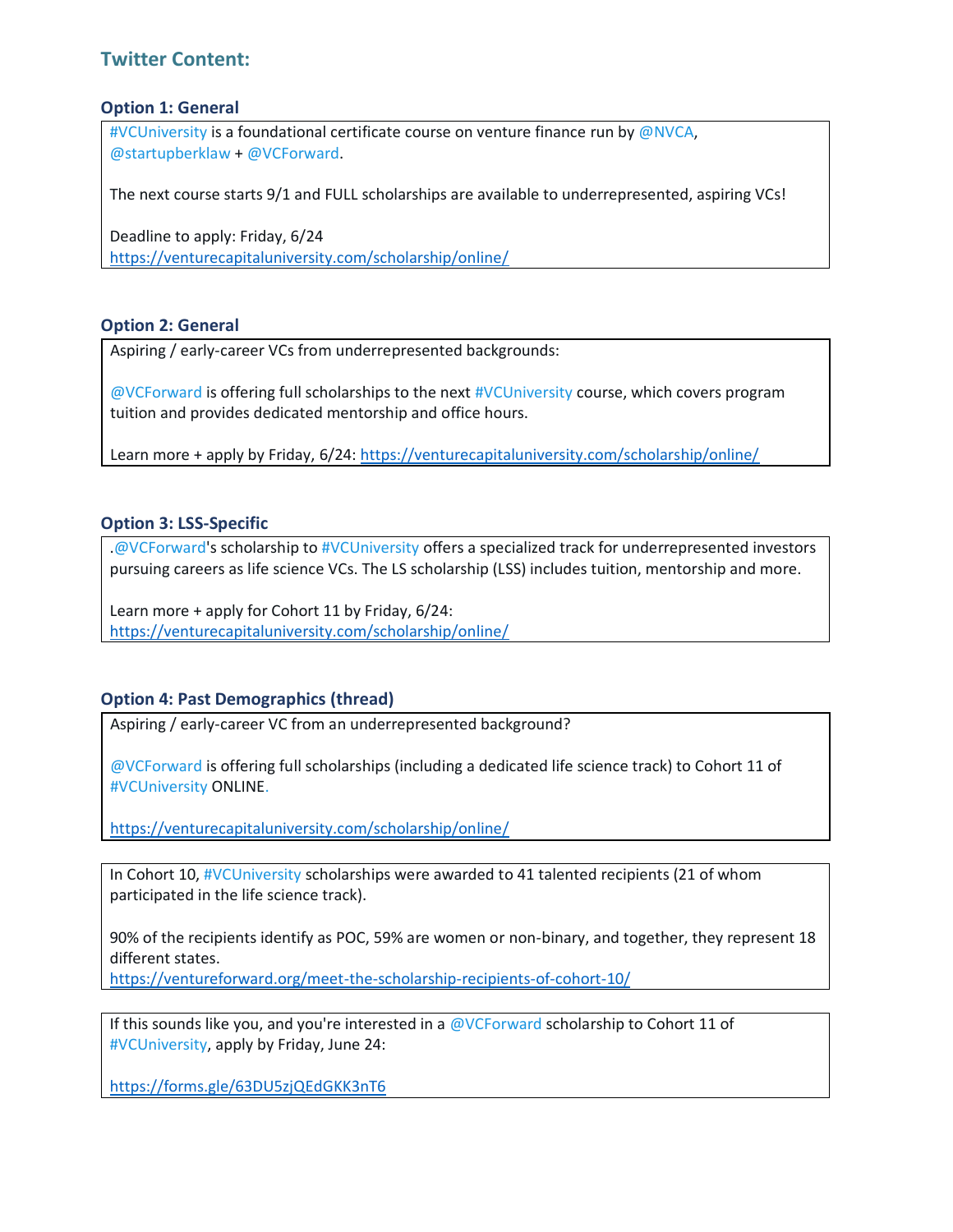## Twitter Content:

### Option 1: General

#VCUniversity is a foundational certificate course on venture finance run by @NVCA, @startupberklaw + @VCForward.

The next course starts 9/1 and FULL scholarships are available to underrepresented, aspiring VCs!

Deadline to apply: Friday, 6/24
https://venturecapitaluniversity.com/scholarship/online/

### Option 2: General

Aspiring / early-career VCs from underrepresented backgrounds:

@VCForward is offering full scholarships to the next #VCUniversity course, which covers program tuition and provides dedicated mentorship and office hours.

Learn more + apply by Friday, 6/24: https://venturecapitaluniversity.com/scholarship/online/

### Option 3: LSS-Specific

.@VCForward's scholarship to #VCUniversity offers a specialized track for underrepresented investors pursuing careers as life science VCs. The LS scholarship (LSS) includes tuition, mentorship and more.

Learn more + apply for Cohort 11 by Friday, 6/24:
https://venturecapitaluniversity.com/scholarship/online/

### Option 4: Past Demographics (thread)

Aspiring / early-career VC from an underrepresented background?

@VCForward is offering full scholarships (including a dedicated life science track) to Cohort 11 of #VCUniversity ONLINE.

https://venturecapitaluniversity.com/scholarship/online/

---

In Cohort 10, #VCUniversity scholarships were awarded to 41 talented recipients (21 of whom participated in the life science track).

90% of the recipients identify as POC, 59% are women or non-binary, and together, they represent 18 different states.
https://ventureforward.org/meet-the-scholarship-recipients-of-cohort-10/

---

If this sounds like you, and you're interested in a @VCForward scholarship to Cohort 11 of #VCUniversity, apply by Friday, June 24:

https://forms.gle/63DU5zjQEdGKK3nT6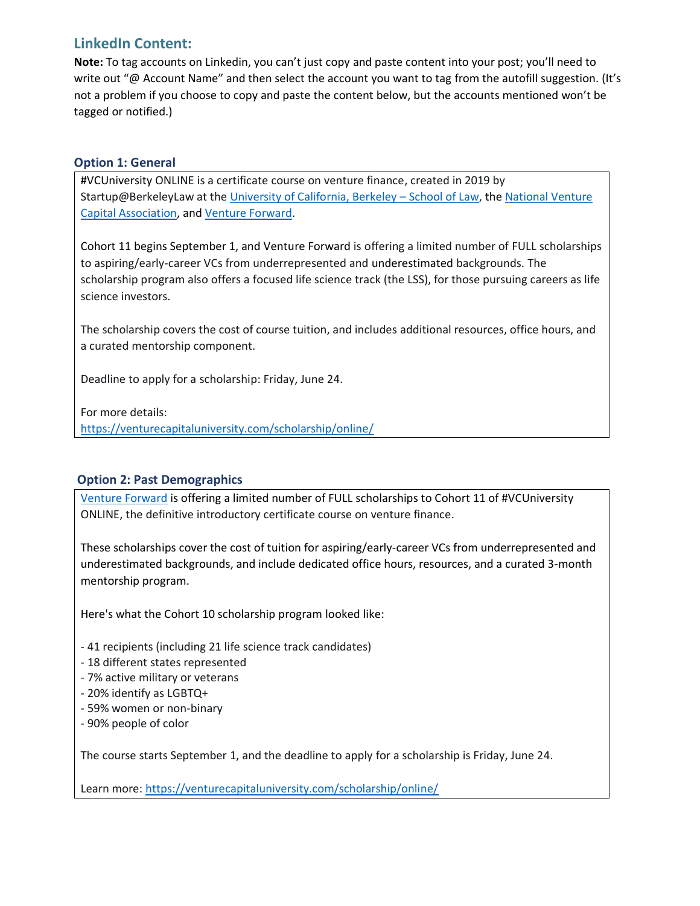## LinkedIn Content:

**Note:** To tag accounts on Linkedin, you can't just copy and paste content into your post; you'll need to write out "@ Account Name" and then select the account you want to tag from the autofill suggestion. (It's not a problem if you choose to copy and paste the content below, but the accounts mentioned won't be tagged or notified.)

### Option 1: General

#VCUniversity ONLINE is a certificate course on venture finance, created in 2019 by Startup@BerkeleyLaw at the University of California, Berkeley – School of Law, the National Venture Capital Association, and Venture Forward.

Cohort 11 begins September 1, and Venture Forward is offering a limited number of FULL scholarships to aspiring/early-career VCs from underrepresented and underestimated backgrounds. The scholarship program also offers a focused life science track (the LSS), for those pursuing careers as life science investors.

The scholarship covers the cost of course tuition, and includes additional resources, office hours, and a curated mentorship component.

Deadline to apply for a scholarship: Friday, June 24.

For more details:
https://venturecapitaluniversity.com/scholarship/online/

### Option 2: Past Demographics

Venture Forward is offering a limited number of FULL scholarships to Cohort 11 of #VCUniversity ONLINE, the definitive introductory certificate course on venture finance.

These scholarships cover the cost of tuition for aspiring/early-career VCs from underrepresented and underestimated backgrounds, and include dedicated office hours, resources, and a curated 3-month mentorship program.

Here's what the Cohort 10 scholarship program looked like:

- 41 recipients (including 21 life science track candidates)
- 18 different states represented
- 7% active military or veterans
- 20% identify as LGBTQ+
- 59% women or non-binary
- 90% people of color

The course starts September 1, and the deadline to apply for a scholarship is Friday, June 24.

Learn more: https://venturecapitaluniversity.com/scholarship/online/